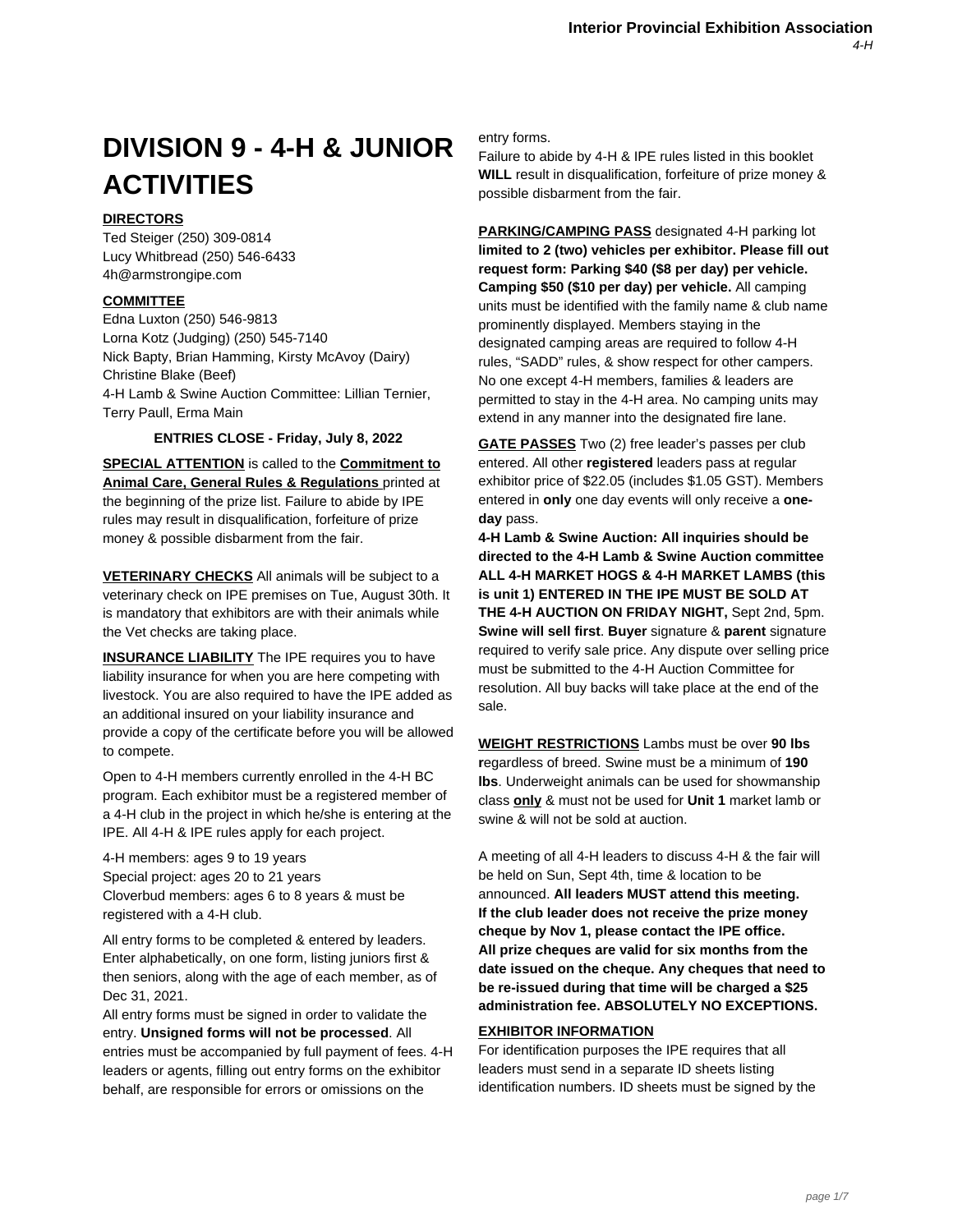# DIVISION 9 - 4-H & JUNIOR ACTIVITIES

**DIRECTORS**

Ted Steiger (250) 309-0814
Lucy Whitbread (250) 546-6433
4h@armstrongipe.com

**COMMITTEE**

Edna Luxton (250) 546-9813
Lorna Kotz (Judging) (250) 545-7140
Nick Bapty, Brian Hamming, Kirsty McAvoy (Dairy)
Christine Blake (Beef)
4-H Lamb & Swine Auction Committee: Lillian Ternier, Terry Paull, Erma Main

**ENTRIES CLOSE - Friday, July 8, 2022**

**SPECIAL ATTENTION** is called to the **Commitment to Animal Care, General Rules & Regulations** printed at the beginning of the prize list. Failure to abide by IPE rules may result in disqualification, forfeiture of prize money & possible disbarment from the fair.

**VETERINARY CHECKS** All animals will be subject to a veterinary check on IPE premises on Tue, August 30th. It is mandatory that exhibitors are with their animals while the Vet checks are taking place.

**INSURANCE LIABILITY** The IPE requires you to have liability insurance for when you are here competing with livestock. You are also required to have the IPE added as an additional insured on your liability insurance and provide a copy of the certificate before you will be allowed to compete.

Open to 4-H members currently enrolled in the 4-H BC program. Each exhibitor must be a registered member of a 4-H club in the project in which he/she is entering at the IPE. All 4-H & IPE rules apply for each project.

4-H members: ages 9 to 19 years
Special project: ages 20 to 21 years
Cloverbud members: ages 6 to 8 years & must be registered with a 4-H club.

All entry forms to be completed & entered by leaders. Enter alphabetically, on one form, listing juniors first & then seniors, along with the age of each member, as of Dec 31, 2021.

All entry forms must be signed in order to validate the entry. **Unsigned forms will not be processed**. All entries must be accompanied by full payment of fees. 4-H leaders or agents, filling out entry forms on the exhibitor behalf, are responsible for errors or omissions on the entry forms.

Failure to abide by 4-H & IPE rules listed in this booklet **WILL** result in disqualification, forfeiture of prize money & possible disbarment from the fair.

**PARKING/CAMPING PASS** designated 4-H parking lot **limited to 2 (two) vehicles per exhibitor. Please fill out request form: Parking $40 ($8 per day) per vehicle. Camping $50 ($10 per day) per vehicle.** All camping units must be identified with the family name & club name prominently displayed. Members staying in the designated camping areas are required to follow 4-H rules, "SADD" rules, & show respect for other campers. No one except 4-H members, families & leaders are permitted to stay in the 4-H area. No camping units may extend in any manner into the designated fire lane.

**GATE PASSES** Two (2) free leader's passes per club entered. All other **registered** leaders pass at regular exhibitor price of $22.05 (includes $1.05 GST). Members entered in **only** one day events will only receive a **one-day** pass.

**4-H Lamb & Swine Auction: All inquiries should be directed to the 4-H Lamb & Swine Auction committee ALL 4-H MARKET HOGS & 4-H MARKET LAMBS (this is unit 1) ENTERED IN THE IPE MUST BE SOLD AT THE 4-H AUCTION ON FRIDAY NIGHT,** Sept 2nd, 5pm. **Swine will sell first**. **Buyer** signature & **parent** signature required to verify sale price. Any dispute over selling price must be submitted to the 4-H Auction Committee for resolution. All buy backs will take place at the end of the sale.

**WEIGHT RESTRICTIONS** Lambs must be over **90 lbs** **r**egardless of breed. Swine must be a minimum of **190 lbs**. Underweight animals can be used for showmanship class **only** & must not be used for **Unit 1** market lamb or swine & will not be sold at auction.

A meeting of all 4-H leaders to discuss 4-H & the fair will be held on Sun, Sept 4th, time & location to be announced. **All leaders MUST attend this meeting.**
**If the club leader does not receive the prize money cheque by Nov 1, please contact the IPE office.**
**All prize cheques are valid for six months from the date issued on the cheque. Any cheques that need to be re-issued during that time will be charged a $25 administration fee. ABSOLUTELY NO EXCEPTIONS.**

**EXHIBITOR INFORMATION**

For identification purposes the IPE requires that all leaders must send in a separate ID sheets listing identification numbers. ID sheets must be signed by the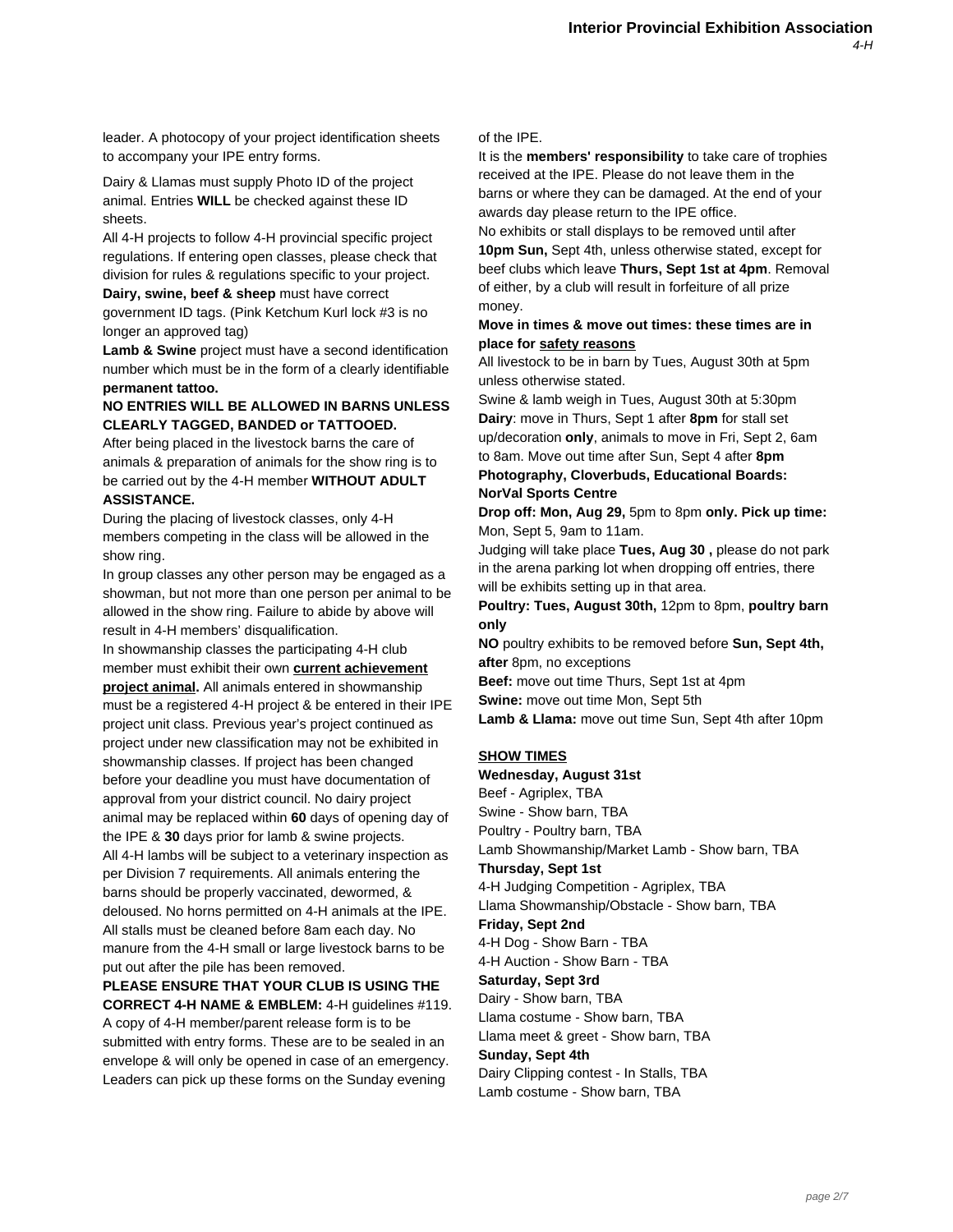leader. A photocopy of your project identification sheets to accompany your IPE entry forms.

Dairy & Llamas must supply Photo ID of the project animal. Entries **WILL** be checked against these ID sheets.

All 4-H projects to follow 4-H provincial specific project regulations. If entering open classes, please check that division for rules & regulations specific to your project.

**Dairy, swine, beef & sheep** must have correct government ID tags. (Pink Ketchum Kurl lock #3 is no longer an approved tag)

**Lamb & Swine** project must have a second identification number which must be in the form of a clearly identifiable **permanent tattoo.**

**NO ENTRIES WILL BE ALLOWED IN BARNS UNLESS CLEARLY TAGGED, BANDED or TATTOOED.**

After being placed in the livestock barns the care of animals & preparation of animals for the show ring is to be carried out by the 4-H member **WITHOUT ADULT ASSISTANCE.**

During the placing of livestock classes, only 4-H members competing in the class will be allowed in the show ring.

In group classes any other person may be engaged as a showman, but not more than one person per animal to be allowed in the show ring. Failure to abide by above will result in 4-H members' disqualification.

In showmanship classes the participating 4-H club member must exhibit their own **current achievement project animal.** All animals entered in showmanship must be a registered 4-H project & be entered in their IPE project unit class. Previous year's project continued as project under new classification may not be exhibited in showmanship classes. If project has been changed before your deadline you must have documentation of approval from your district council. No dairy project animal may be replaced within **60** days of opening day of the IPE & **30** days prior for lamb & swine projects.

All 4-H lambs will be subject to a veterinary inspection as per Division 7 requirements. All animals entering the barns should be properly vaccinated, dewormed, & deloused. No horns permitted on 4-H animals at the IPE. All stalls must be cleaned before 8am each day. No manure from the 4-H small or large livestock barns to be put out after the pile has been removed.

**PLEASE ENSURE THAT YOUR CLUB IS USING THE CORRECT 4-H NAME & EMBLEM:** 4-H guidelines #119.

A copy of 4-H member/parent release form is to be submitted with entry forms. These are to be sealed in an envelope & will only be opened in case of an emergency. Leaders can pick up these forms on the Sunday evening of the IPE.

It is the **members' responsibility** to take care of trophies received at the IPE. Please do not leave them in the barns or where they can be damaged. At the end of your awards day please return to the IPE office.

No exhibits or stall displays to be removed until after **10pm Sun,** Sept 4th, unless otherwise stated, except for beef clubs which leave **Thurs, Sept 1st at 4pm**. Removal of either, by a club will result in forfeiture of all prize money.

**Move in times & move out times: these times are in place for safety reasons**

All livestock to be in barn by Tues, August 30th at 5pm unless otherwise stated.

Swine & lamb weigh in Tues, August 30th at 5:30pm

**Dairy**: move in Thurs, Sept 1 after **8pm** for stall set up/decoration **only**, animals to move in Fri, Sept 2, 6am to 8am. Move out time after Sun, Sept 4 after **8pm**

**Photography, Cloverbuds, Educational Boards: NorVal Sports Centre**

**Drop off: Mon, Aug 29,** 5pm to 8pm **only. Pick up time:** Mon, Sept 5, 9am to 11am.

Judging will take place **Tues, Aug 30 ,** please do not park in the arena parking lot when dropping off entries, there will be exhibits setting up in that area.

**Poultry: Tues, August 30th,** 12pm to 8pm, **poultry barn only**

**NO** poultry exhibits to be removed before **Sun, Sept 4th, after** 8pm, no exceptions

**Beef:** move out time Thurs, Sept 1st at 4pm

**Swine:** move out time Mon, Sept 5th

**Lamb & Llama:** move out time Sun, Sept 4th after 10pm

## SHOW TIMES

**Wednesday, August 31st**

Beef - Agriplex, TBA
Swine - Show barn, TBA
Poultry - Poultry barn, TBA
Lamb Showmanship/Market Lamb - Show barn, TBA

**Thursday, Sept 1st**

4-H Judging Competition - Agriplex, TBA
Llama Showmanship/Obstacle - Show barn, TBA

**Friday, Sept 2nd**

4-H Dog - Show Barn - TBA
4-H Auction - Show Barn - TBA

**Saturday, Sept 3rd**

Dairy - Show barn, TBA
Llama costume - Show barn, TBA
Llama meet & greet - Show barn, TBA

**Sunday, Sept 4th**

Dairy Clipping contest - In Stalls, TBA
Lamb costume - Show barn, TBA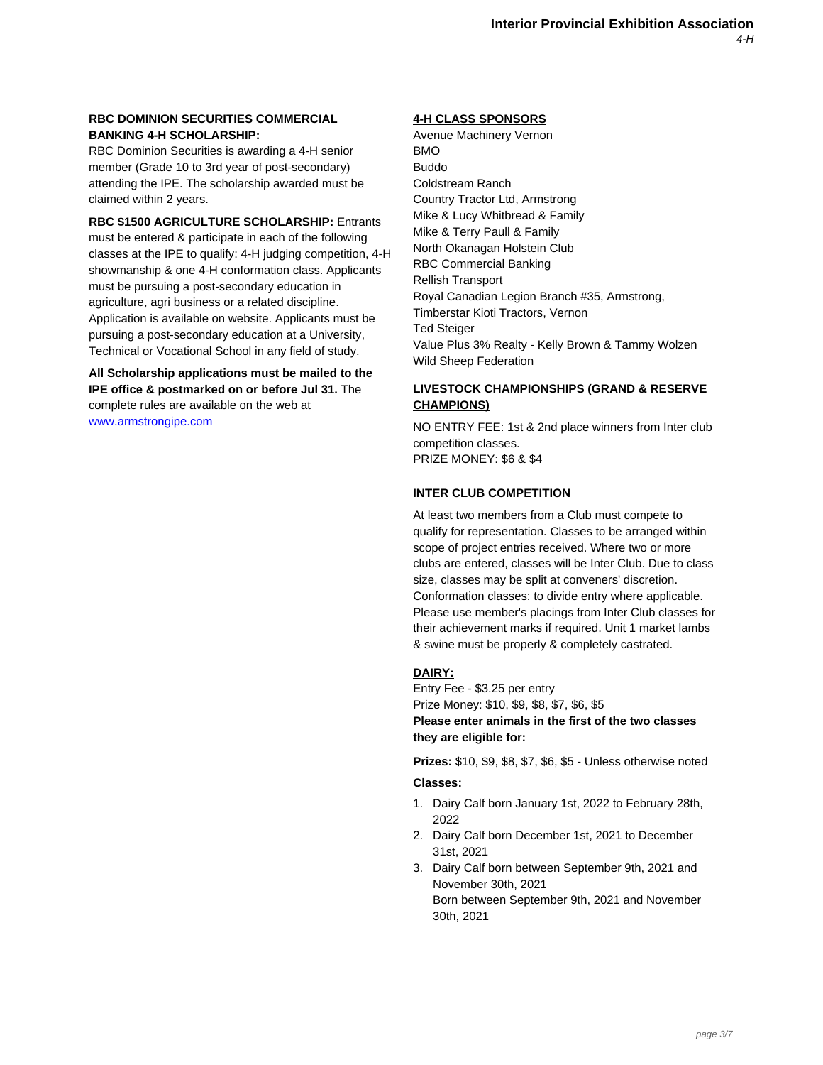**RBC DOMINION SECURITIES COMMERCIAL BANKING 4-H SCHOLARSHIP:**
RBC Dominion Securities is awarding a 4-H senior member (Grade 10 to 3rd year of post-secondary) attending the IPE. The scholarship awarded must be claimed within 2 years.

**RBC $1500 AGRICULTURE SCHOLARSHIP:** Entrants must be entered & participate in each of the following classes at the IPE to qualify: 4-H judging competition, 4-H showmanship & one 4-H conformation class. Applicants must be pursuing a post-secondary education in agriculture, agri business or a related discipline. Application is available on website. Applicants must be pursuing a post-secondary education at a University, Technical or Vocational School in any field of study.

**All Scholarship applications must be mailed to the IPE office & postmarked on or before Jul 31.** The complete rules are available on the web at www.armstrongipe.com

## 4-H CLASS SPONSORS

Avenue Machinery Vernon
BMO
Buddo
Coldstream Ranch
Country Tractor Ltd, Armstrong
Mike & Lucy Whitbread & Family
Mike & Terry Paull & Family
North Okanagan Holstein Club
RBC Commercial Banking
Rellish Transport
Royal Canadian Legion Branch #35, Armstrong,
Timberstar Kioti Tractors, Vernon
Ted Steiger
Value Plus 3% Realty - Kelly Brown & Tammy Wolzen
Wild Sheep Federation

## LIVESTOCK CHAMPIONSHIPS (GRAND & RESERVE CHAMPIONS)

NO ENTRY FEE: 1st & 2nd place winners from Inter club competition classes.
PRIZE MONEY: $6 & $4

### INTER CLUB COMPETITION

At least two members from a Club must compete to qualify for representation. Classes to be arranged within scope of project entries received. Where two or more clubs are entered, classes will be Inter Club. Due to class size, classes may be split at conveners' discretion. Conformation classes: to divide entry where applicable. Please use member's placings from Inter Club classes for their achievement marks if required. Unit 1 market lambs & swine must be properly & completely castrated.

## DAIRY:

Entry Fee - $3.25 per entry
Prize Money: $10, $9, $8, $7, $6, $5
**Please enter animals in the first of the two classes they are eligible for:**

**Prizes:** $10, $9, $8, $7, $6, $5 - Unless otherwise noted

**Classes:**

1. Dairy Calf born January 1st, 2022 to February 28th, 2022
2. Dairy Calf born December 1st, 2021 to December 31st, 2021
3. Dairy Calf born between September 9th, 2021 and November 30th, 2021
   Born between September 9th, 2021 and November 30th, 2021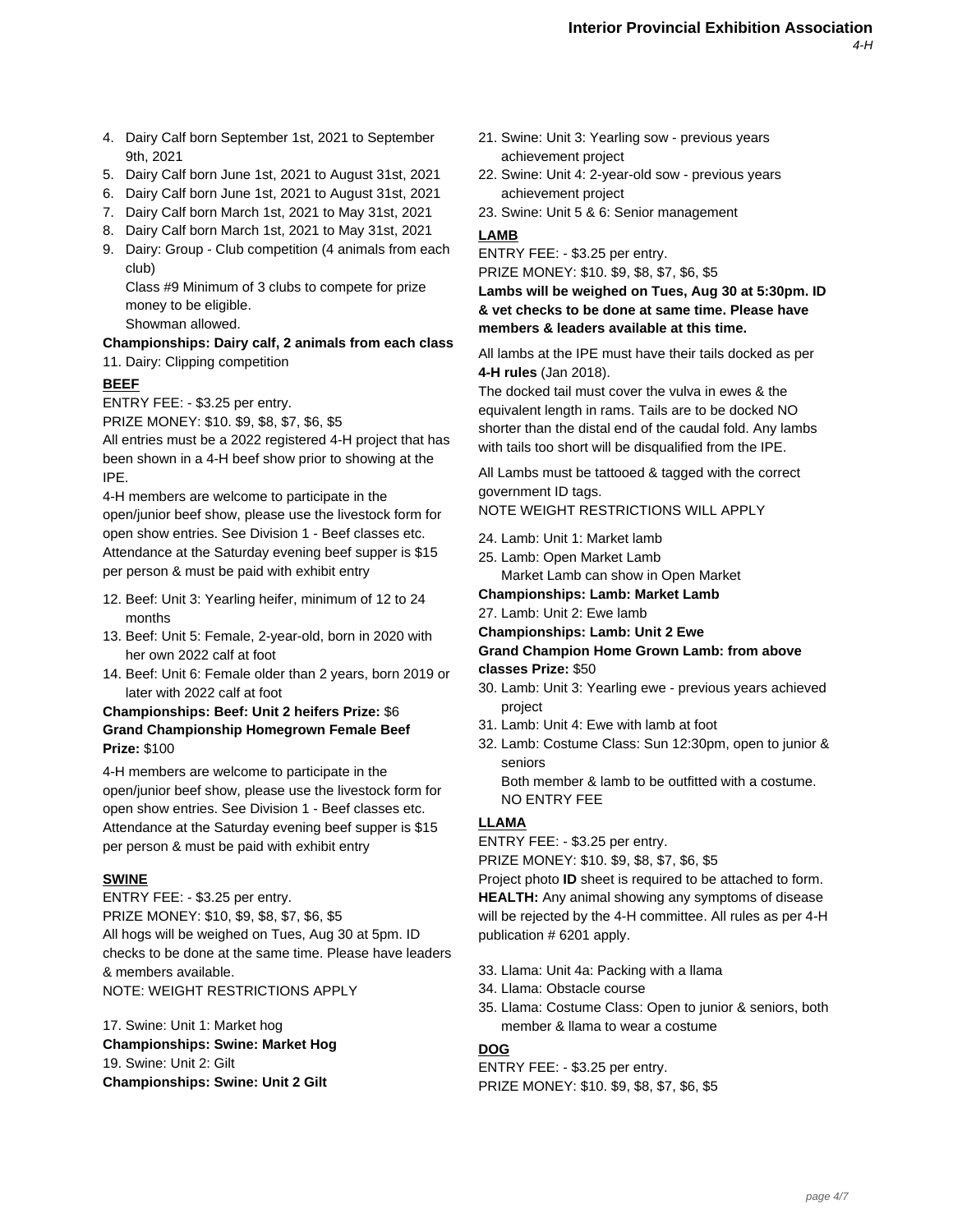4. Dairy Calf born September 1st, 2021 to September 9th, 2021
5. Dairy Calf born June 1st, 2021 to August 31st, 2021
6. Dairy Calf born June 1st, 2021 to August 31st, 2021
7. Dairy Calf born March 1st, 2021 to May 31st, 2021
8. Dairy Calf born March 1st, 2021 to May 31st, 2021
9. Dairy: Group - Club competition (4 animals from each club)
   Class #9 Minimum of 3 clubs to compete for prize money to be eligible.
   Showman allowed.

**Championships: Dairy calf, 2 animals from each class**

11. Dairy: Clipping competition

## BEEF

ENTRY FEE: - $3.25 per entry.
PRIZE MONEY: $10. $9, $8, $7, $6, $5
All entries must be a 2022 registered 4-H project that has been shown in a 4-H beef show prior to showing at the IPE.
4-H members are welcome to participate in the open/junior beef show, please use the livestock form for open show entries. See Division 1 - Beef classes etc. Attendance at the Saturday evening beef supper is $15 per person & must be paid with exhibit entry

12. Beef: Unit 3: Yearling heifer, minimum of 12 to 24 months
13. Beef: Unit 5: Female, 2-year-old, born in 2020 with her own 2022 calf at foot
14. Beef: Unit 6: Female older than 2 years, born 2019 or later with 2022 calf at foot

**Championships: Beef: Unit 2 heifers Prize:** $6
**Grand Championship Homegrown Female Beef Prize:** $100

4-H members are welcome to participate in the open/junior beef show, please use the livestock form for open show entries. See Division 1 - Beef classes etc. Attendance at the Saturday evening beef supper is $15 per person & must be paid with exhibit entry

## SWINE

ENTRY FEE: - $3.25 per entry.
PRIZE MONEY: $10, $9, $8, $7, $6, $5
All hogs will be weighed on Tues, Aug 30 at 5pm. ID checks to be done at the same time. Please have leaders & members available.
NOTE: WEIGHT RESTRICTIONS APPLY

17. Swine: Unit 1: Market hog

**Championships: Swine: Market Hog**

19. Swine: Unit 2: Gilt

**Championships: Swine: Unit 2 Gilt**

21. Swine: Unit 3: Yearling sow - previous years achievement project
22. Swine: Unit 4: 2-year-old sow - previous years achievement project
23. Swine: Unit 5 & 6: Senior management

## LAMB

ENTRY FEE: - $3.25 per entry.
PRIZE MONEY: $10. $9, $8, $7, $6, $5
**Lambs will be weighed on Tues, Aug 30 at 5:30pm. ID & vet checks to be done at same time. Please have members & leaders available at this time.**

All lambs at the IPE must have their tails docked as per **4-H rules** (Jan 2018).
The docked tail must cover the vulva in ewes & the equivalent length in rams. Tails are to be docked NO shorter than the distal end of the caudal fold. Any lambs with tails too short will be disqualified from the IPE.

All Lambs must be tattooed & tagged with the correct government ID tags.
NOTE WEIGHT RESTRICTIONS WILL APPLY

24. Lamb: Unit 1: Market lamb
25. Lamb: Open Market Lamb
    Market Lamb can show in Open Market

**Championships: Lamb: Market Lamb**

27. Lamb: Unit 2: Ewe lamb

**Championships: Lamb: Unit 2 Ewe**
**Grand Champion Home Grown Lamb: from above classes Prize:** $50

30. Lamb: Unit 3: Yearling ewe - previous years achieved project
31. Lamb: Unit 4: Ewe with lamb at foot
32. Lamb: Costume Class: Sun 12:30pm, open to junior & seniors
    Both member & lamb to be outfitted with a costume.
    NO ENTRY FEE

## LLAMA

ENTRY FEE: - $3.25 per entry.
PRIZE MONEY: $10. $9, $8, $7, $6, $5
Project photo **ID** sheet is required to be attached to form.
**HEALTH:** Any animal showing any symptoms of disease will be rejected by the 4-H committee. All rules as per 4-H publication # 6201 apply.

33. Llama: Unit 4a: Packing with a llama
34. Llama: Obstacle course
35. Llama: Costume Class: Open to junior & seniors, both member & llama to wear a costume

## DOG

ENTRY FEE: - $3.25 per entry.
PRIZE MONEY: $10. $9, $8, $7, $6, $5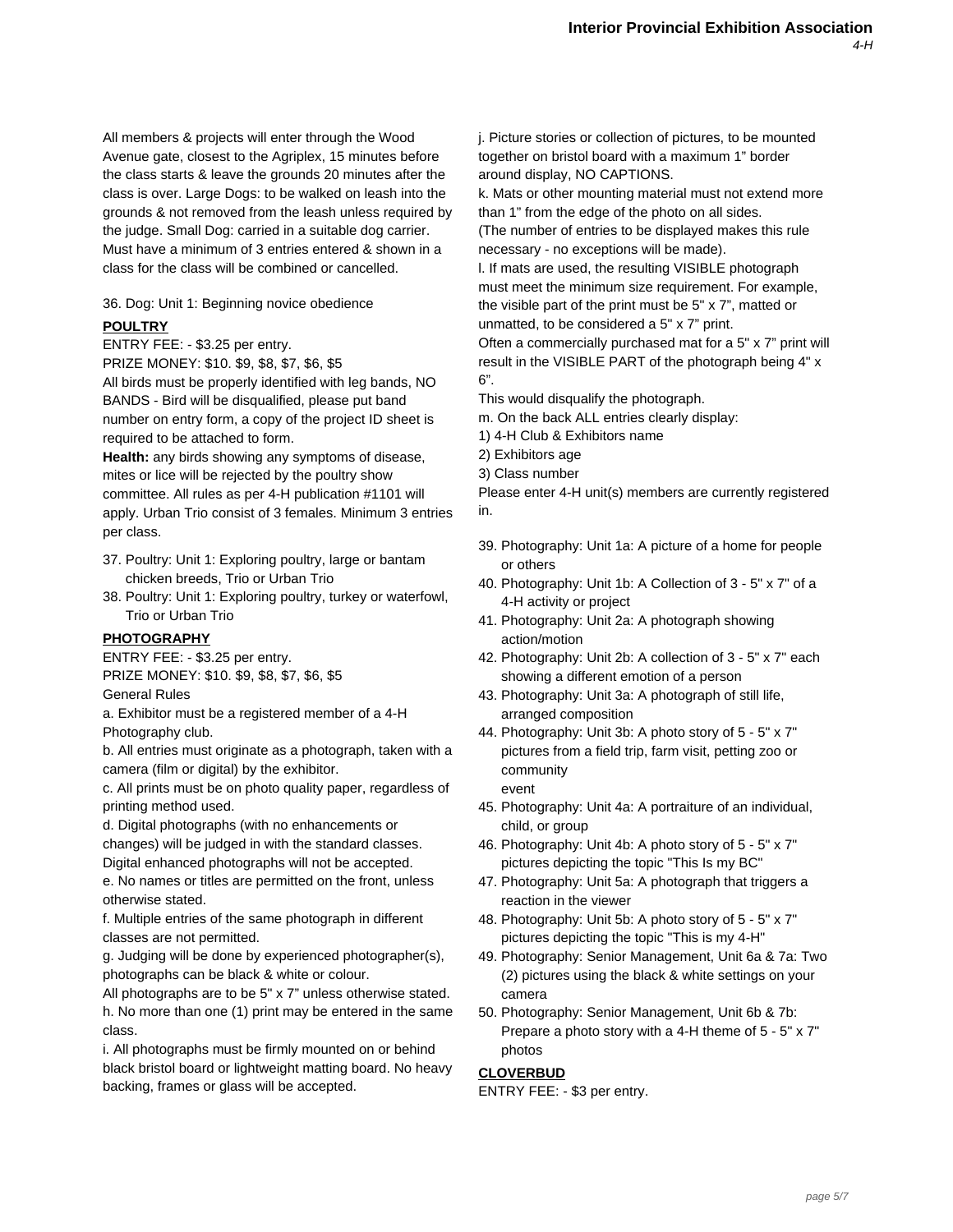All members & projects will enter through the Wood Avenue gate, closest to the Agriplex, 15 minutes before the class starts & leave the grounds 20 minutes after the class is over. Large Dogs: to be walked on leash into the grounds & not removed from the leash unless required by the judge. Small Dog: carried in a suitable dog carrier. Must have a minimum of 3 entries entered & shown in a class for the class will be combined or cancelled.

36. Dog: Unit 1: Beginning novice obedience

## POULTRY

ENTRY FEE: - $3.25 per entry.

PRIZE MONEY: $10. $9, $8, $7, $6, $5

All birds must be properly identified with leg bands, NO BANDS - Bird will be disqualified, please put band number on entry form, a copy of the project ID sheet is required to be attached to form.

**Health:** any birds showing any symptoms of disease, mites or lice will be rejected by the poultry show committee. All rules as per 4-H publication #1101 will apply. Urban Trio consist of 3 females. Minimum 3 entries per class.

37. Poultry: Unit 1: Exploring poultry, large or bantam chicken breeds, Trio or Urban Trio
38. Poultry: Unit 1: Exploring poultry, turkey or waterfowl, Trio or Urban Trio

## PHOTOGRAPHY

ENTRY FEE: - $3.25 per entry.

PRIZE MONEY: $10. $9, $8, $7, $6, $5

General Rules

a. Exhibitor must be a registered member of a 4-H Photography club.

b. All entries must originate as a photograph, taken with a camera (film or digital) by the exhibitor.

c. All prints must be on photo quality paper, regardless of printing method used.

d. Digital photographs (with no enhancements or changes) will be judged in with the standard classes. Digital enhanced photographs will not be accepted.

e. No names or titles are permitted on the front, unless otherwise stated.

f. Multiple entries of the same photograph in different classes are not permitted.

g. Judging will be done by experienced photographer(s), photographs can be black & white or colour.

All photographs are to be 5" x 7" unless otherwise stated.

h. No more than one (1) print may be entered in the same class.

i. All photographs must be firmly mounted on or behind black bristol board or lightweight matting board. No heavy backing, frames or glass will be accepted.

j. Picture stories or collection of pictures, to be mounted together on bristol board with a maximum 1" border around display, NO CAPTIONS.

k. Mats or other mounting material must not extend more than 1" from the edge of the photo on all sides.

(The number of entries to be displayed makes this rule necessary - no exceptions will be made).

l. If mats are used, the resulting VISIBLE photograph must meet the minimum size requirement. For example, the visible part of the print must be 5" x 7", matted or unmatted, to be considered a 5" x 7" print.

Often a commercially purchased mat for a 5" x 7" print will result in the VISIBLE PART of the photograph being 4" x 6".

This would disqualify the photograph.

m. On the back ALL entries clearly display:

1) 4-H Club & Exhibitors name

2) Exhibitors age

3) Class number

Please enter 4-H unit(s) members are currently registered in.

39. Photography: Unit 1a: A picture of a home for people or others
40. Photography: Unit 1b: A Collection of 3 - 5" x 7" of a 4-H activity or project
41. Photography: Unit 2a: A photograph showing action/motion
42. Photography: Unit 2b: A collection of 3 - 5" x 7" each showing a different emotion of a person
43. Photography: Unit 3a: A photograph of still life, arranged composition
44. Photography: Unit 3b: A photo story of 5 - 5" x 7" pictures from a field trip, farm visit, petting zoo or community event
45. Photography: Unit 4a: A portraiture of an individual, child, or group
46. Photography: Unit 4b: A photo story of 5 - 5" x 7" pictures depicting the topic "This Is my BC"
47. Photography: Unit 5a: A photograph that triggers a reaction in the viewer
48. Photography: Unit 5b: A photo story of 5 - 5" x 7" pictures depicting the topic "This is my 4-H"
49. Photography: Senior Management, Unit 6a & 7a: Two (2) pictures using the black & white settings on your camera
50. Photography: Senior Management, Unit 6b & 7b: Prepare a photo story with a 4-H theme of 5 - 5" x 7" photos

## CLOVERBUD

ENTRY FEE: - $3 per entry.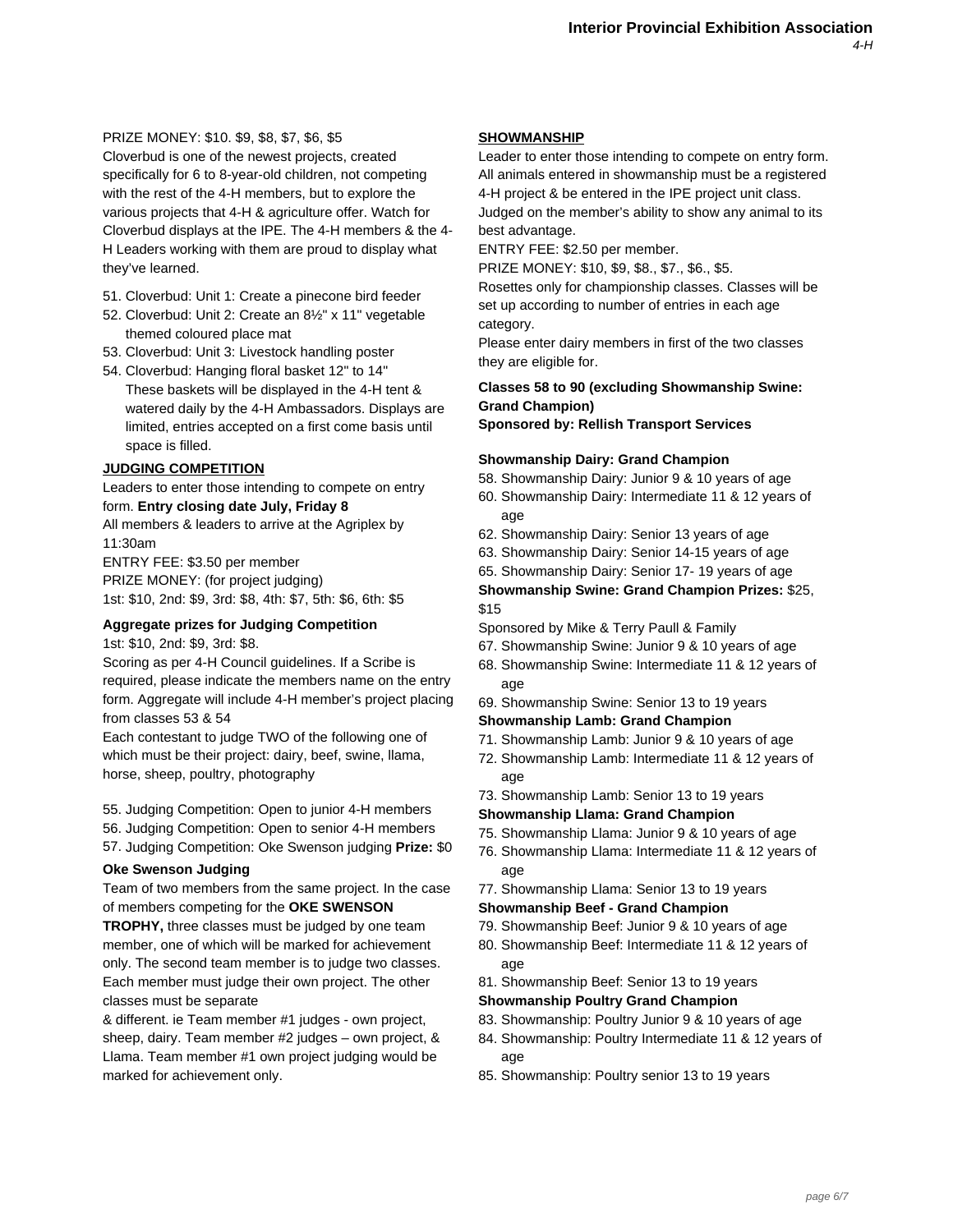PRIZE MONEY: $10. $9, $8, $7, $6, $5

Cloverbud is one of the newest projects, created specifically for 6 to 8-year-old children, not competing with the rest of the 4-H members, but to explore the various projects that 4-H & agriculture offer. Watch for Cloverbud displays at the IPE. The 4-H members & the 4-H Leaders working with them are proud to display what they've learned.

51. Cloverbud: Unit 1: Create a pinecone bird feeder
52. Cloverbud: Unit 2: Create an 8½" x 11" vegetable themed coloured place mat
53. Cloverbud: Unit 3: Livestock handling poster
54. Cloverbud: Hanging floral basket 12" to 14"
    These baskets will be displayed in the 4-H tent & watered daily by the 4-H Ambassadors. Displays are limited, entries accepted on a first come basis until space is filled.

**JUDGING COMPETITION**

Leaders to enter those intending to compete on entry form. **Entry closing date July, Friday 8**

All members & leaders to arrive at the Agriplex by 11:30am

ENTRY FEE: $3.50 per member

PRIZE MONEY: (for project judging)

1st: $10, 2nd: $9, 3rd: $8, 4th: $7, 5th: $6, 6th: $5

**Aggregate prizes for Judging Competition**

1st: $10, 2nd: $9, 3rd: $8.

Scoring as per 4-H Council guidelines. If a Scribe is required, please indicate the members name on the entry form. Aggregate will include 4-H member's project placing from classes 53 & 54

Each contestant to judge TWO of the following one of which must be their project: dairy, beef, swine, llama, horse, sheep, poultry, photography

55. Judging Competition: Open to junior 4-H members
56. Judging Competition: Open to senior 4-H members
57. Judging Competition: Oke Swenson judging **Prize:** $0

**Oke Swenson Judging**

Team of two members from the same project. In the case of members competing for the **OKE SWENSON TROPHY,** three classes must be judged by one team member, one of which will be marked for achievement only. The second team member is to judge two classes. Each member must judge their own project. The other classes must be separate
& different. ie Team member #1 judges - own project, sheep, dairy. Team member #2 judges – own project, & Llama. Team member #1 own project judging would be marked for achievement only.

**SHOWMANSHIP**

Leader to enter those intending to compete on entry form. All animals entered in showmanship must be a registered 4-H project & be entered in the IPE project unit class. Judged on the member's ability to show any animal to its best advantage.

ENTRY FEE: $2.50 per member.

PRIZE MONEY: $10, $9, $8., $7., $6., $5.

Rosettes only for championship classes. Classes will be set up according to number of entries in each age category.

Please enter dairy members in first of the two classes they are eligible for.

**Classes 58 to 90 (excluding Showmanship Swine: Grand Champion)**
**Sponsored by: Rellish Transport Services**

**Showmanship Dairy: Grand Champion**

58. Showmanship Dairy: Junior 9 & 10 years of age
60. Showmanship Dairy: Intermediate 11 & 12 years of age
62. Showmanship Dairy: Senior 13 years of age
63. Showmanship Dairy: Senior 14-15 years of age
65. Showmanship Dairy: Senior 17- 19 years of age

**Showmanship Swine: Grand Champion Prizes:** $25, $15

Sponsored by Mike & Terry Paull & Family

67. Showmanship Swine: Junior 9 & 10 years of age
68. Showmanship Swine: Intermediate 11 & 12 years of age
69. Showmanship Swine: Senior 13 to 19 years

**Showmanship Lamb: Grand Champion**

71. Showmanship Lamb: Junior 9 & 10 years of age
72. Showmanship Lamb: Intermediate 11 & 12 years of age
73. Showmanship Lamb: Senior 13 to 19 years

**Showmanship Llama: Grand Champion**

75. Showmanship Llama: Junior 9 & 10 years of age
76. Showmanship Llama: Intermediate 11 & 12 years of age
77. Showmanship Llama: Senior 13 to 19 years

**Showmanship Beef - Grand Champion**

79. Showmanship Beef: Junior 9 & 10 years of age
80. Showmanship Beef: Intermediate 11 & 12 years of age
81. Showmanship Beef: Senior 13 to 19 years

**Showmanship Poultry Grand Champion**

83. Showmanship: Poultry Junior 9 & 10 years of age
84. Showmanship: Poultry Intermediate 11 & 12 years of age
85. Showmanship: Poultry senior 13 to 19 years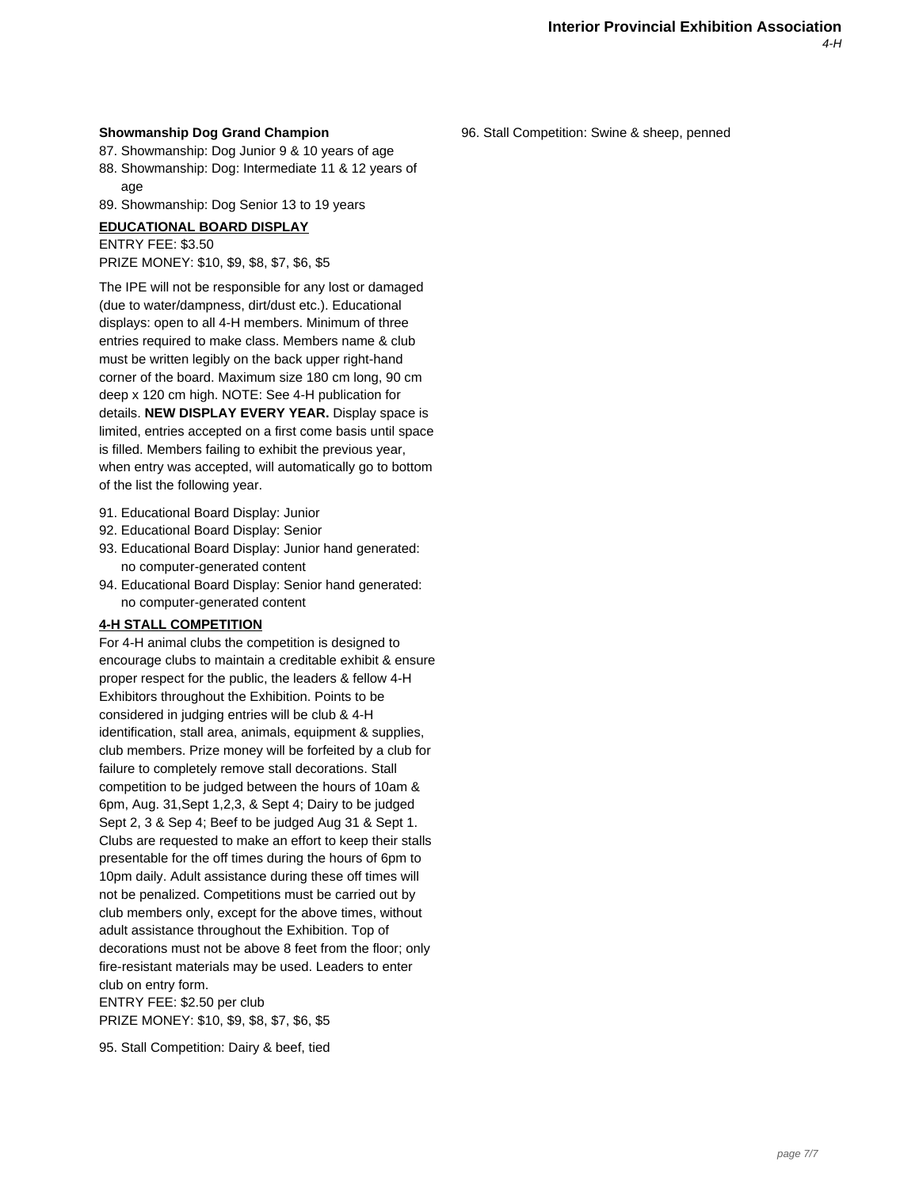**Showmanship Dog Grand Champion**

87. Showmanship: Dog Junior 9 & 10 years of age
88. Showmanship: Dog: Intermediate 11 & 12 years of age
89. Showmanship: Dog Senior 13 to 19 years

**EDUCATIONAL BOARD DISPLAY**

ENTRY FEE: $3.50
PRIZE MONEY: $10, $9, $8, $7, $6, $5

The IPE will not be responsible for any lost or damaged (due to water/dampness, dirt/dust etc.). Educational displays: open to all 4-H members. Minimum of three entries required to make class. Members name & club must be written legibly on the back upper right-hand corner of the board. Maximum size 180 cm long, 90 cm deep x 120 cm high. NOTE: See 4-H publication for details. **NEW DISPLAY EVERY YEAR.** Display space is limited, entries accepted on a first come basis until space is filled. Members failing to exhibit the previous year, when entry was accepted, will automatically go to bottom of the list the following year.

91. Educational Board Display: Junior
92. Educational Board Display: Senior
93. Educational Board Display: Junior hand generated: no computer-generated content
94. Educational Board Display: Senior hand generated: no computer-generated content

**4-H STALL COMPETITION**

For 4-H animal clubs the competition is designed to encourage clubs to maintain a creditable exhibit & ensure proper respect for the public, the leaders & fellow 4-H Exhibitors throughout the Exhibition. Points to be considered in judging entries will be club & 4-H identification, stall area, animals, equipment & supplies, club members. Prize money will be forfeited by a club for failure to completely remove stall decorations. Stall competition to be judged between the hours of 10am & 6pm, Aug. 31,Sept 1,2,3, & Sept 4; Dairy to be judged Sept 2, 3 & Sep 4; Beef to be judged Aug 31 & Sept 1. Clubs are requested to make an effort to keep their stalls presentable for the off times during the hours of 6pm to 10pm daily. Adult assistance during these off times will not be penalized. Competitions must be carried out by club members only, except for the above times, without adult assistance throughout the Exhibition. Top of decorations must not be above 8 feet from the floor; only fire-resistant materials may be used. Leaders to enter club on entry form.
ENTRY FEE: $2.50 per club
PRIZE MONEY: $10, $9, $8, $7, $6, $5

95. Stall Competition: Dairy & beef, tied
96. Stall Competition: Swine & sheep, penned